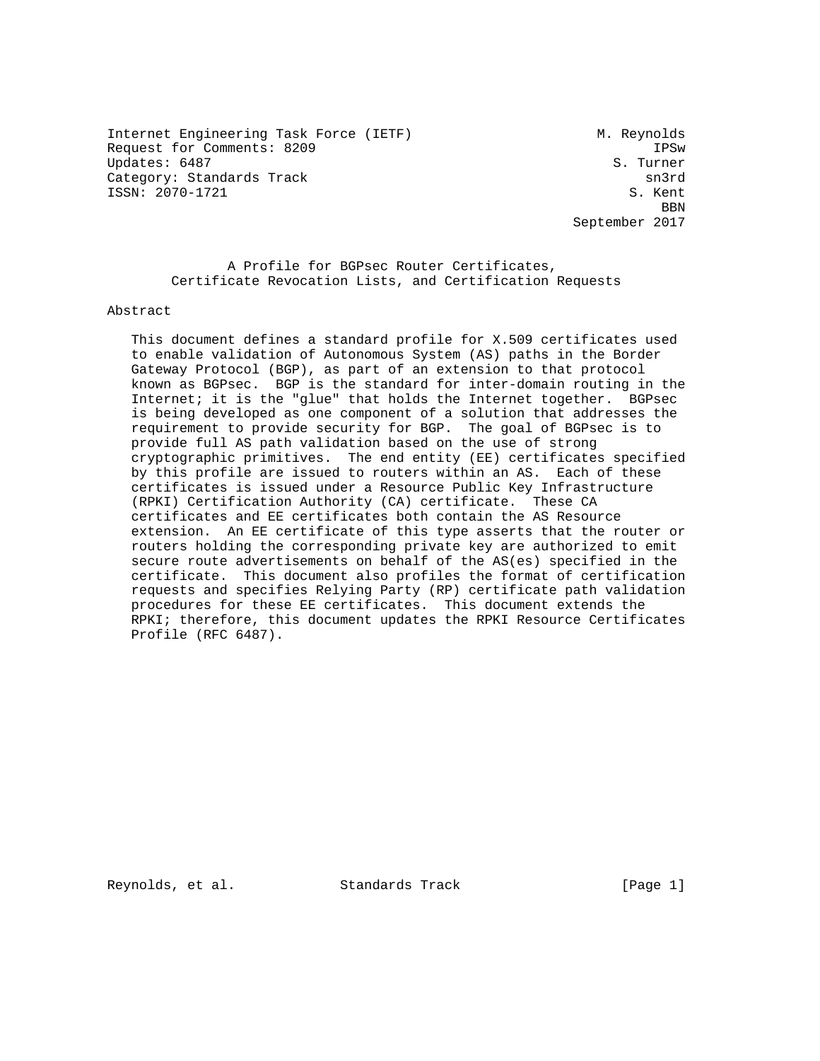Internet Engineering Task Force (IETF) M. Reynolds
Request for Comments: 8209 IPSw
Updates: 6487 S. Turner
Category: Standards Track sn3rd
ISSN: 2070-1721 S. Kent
BBN
September 2017

# A Profile for BGPsec Router Certificates, Certificate Revocation Lists, and Certification Requests

## Abstract

This document defines a standard profile for X.509 certificates used to enable validation of Autonomous System (AS) paths in the Border Gateway Protocol (BGP), as part of an extension to that protocol known as BGPsec. BGP is the standard for inter-domain routing in the Internet; it is the "glue" that holds the Internet together. BGPsec is being developed as one component of a solution that addresses the requirement to provide security for BGP. The goal of BGPsec is to provide full AS path validation based on the use of strong cryptographic primitives. The end entity (EE) certificates specified by this profile are issued to routers within an AS. Each of these certificates is issued under a Resource Public Key Infrastructure (RPKI) Certification Authority (CA) certificate. These CA certificates and EE certificates both contain the AS Resource extension. An EE certificate of this type asserts that the router or routers holding the corresponding private key are authorized to emit secure route advertisements on behalf of the AS(es) specified in the certificate. This document also profiles the format of certification requests and specifies Relying Party (RP) certificate path validation procedures for these EE certificates. This document extends the RPKI; therefore, this document updates the RPKI Resource Certificates Profile (RFC 6487).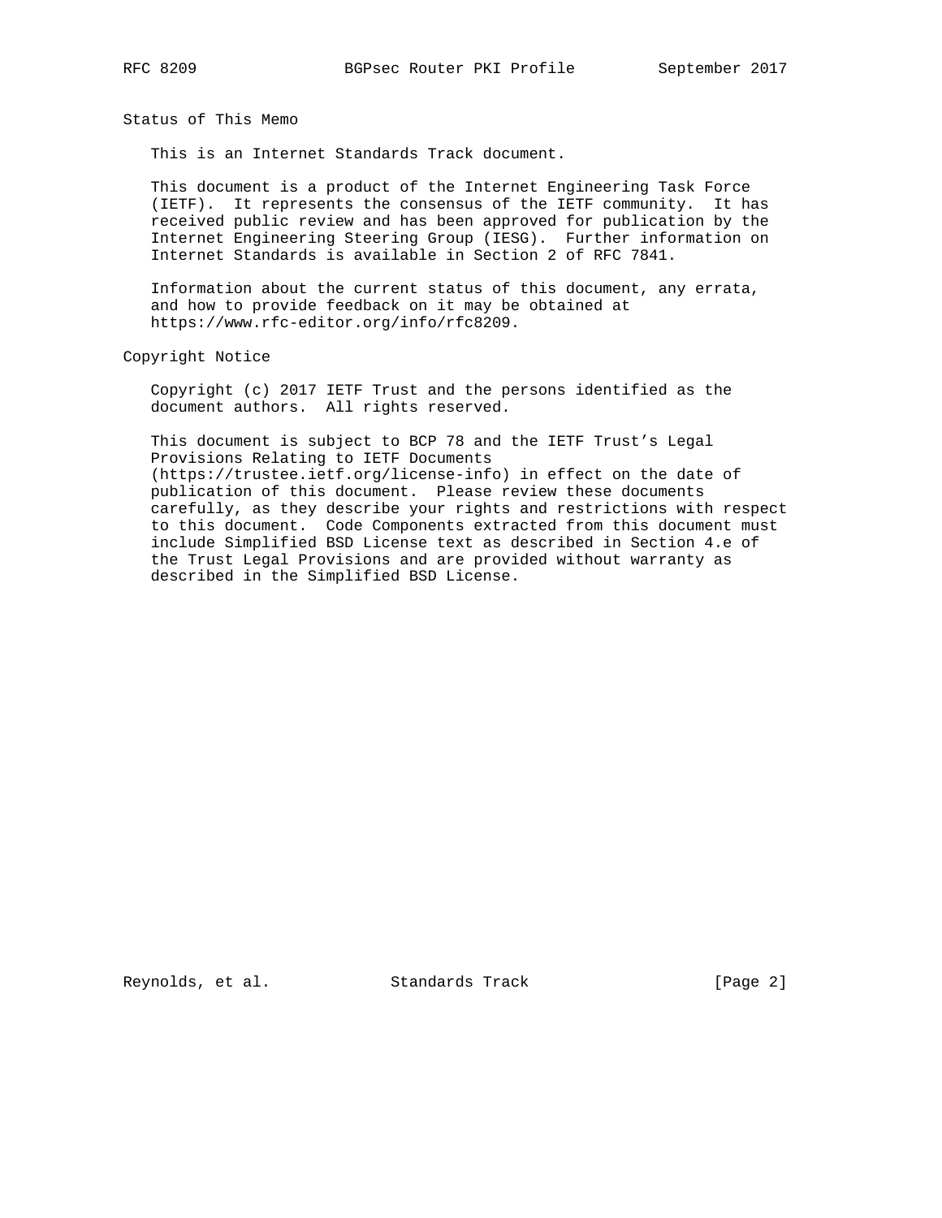## Status of This Memo

This is an Internet Standards Track document.

This document is a product of the Internet Engineering Task Force (IETF). It represents the consensus of the IETF community. It has received public review and has been approved for publication by the Internet Engineering Steering Group (IESG). Further information on Internet Standards is available in Section 2 of RFC 7841.

Information about the current status of this document, any errata, and how to provide feedback on it may be obtained at https://www.rfc-editor.org/info/rfc8209.

## Copyright Notice

Copyright (c) 2017 IETF Trust and the persons identified as the document authors. All rights reserved.

This document is subject to BCP 78 and the IETF Trust's Legal Provisions Relating to IETF Documents (https://trustee.ietf.org/license-info) in effect on the date of publication of this document. Please review these documents carefully, as they describe your rights and restrictions with respect to this document. Code Components extracted from this document must include Simplified BSD License text as described in Section 4.e of the Trust Legal Provisions and are provided without warranty as described in the Simplified BSD License.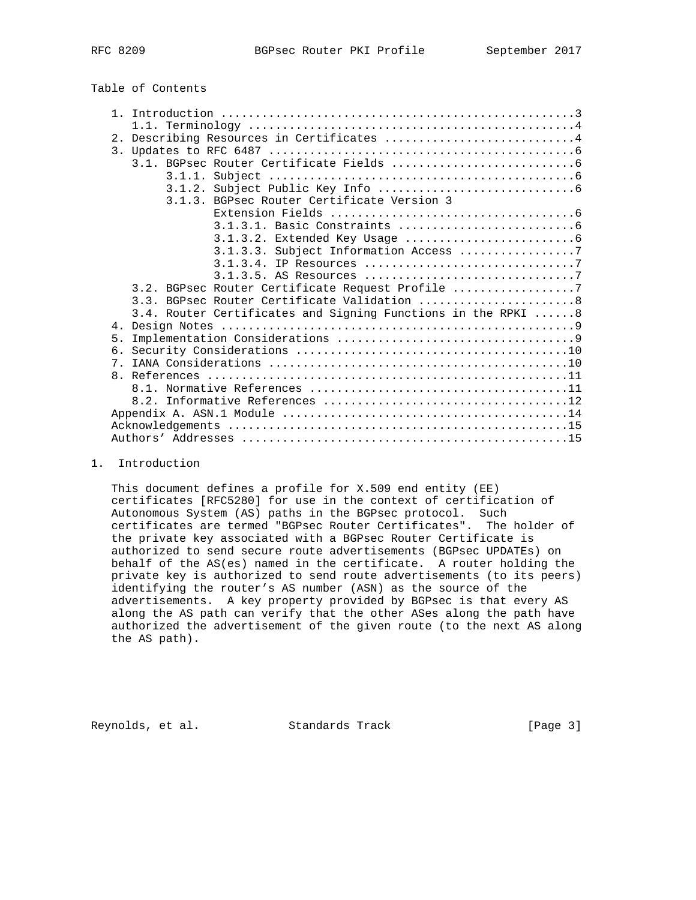## Table of Contents

```
   1. Introduction ....................................................3
      1.1. Terminology ................................................4
   2. Describing Resources in Certificates ............................4
   3. Updates to RFC 6487 .............................................6
      3.1. BGPsec Router Certificate Fields ...........................6
           3.1.1. Subject .............................................6
           3.1.2. Subject Public Key Info .............................6
           3.1.3. BGPsec Router Certificate Version 3
                  Extension Fields ....................................6
                  3.1.3.1. Basic Constraints ..........................6
                  3.1.3.2. Extended Key Usage .........................6
                  3.1.3.3. Subject Information Access .................7
                  3.1.3.4. IP Resources ...............................7
                  3.1.3.5. AS Resources ...............................7
      3.2. BGPsec Router Certificate Request Profile ..................7
      3.3. BGPsec Router Certificate Validation .......................8
      3.4. Router Certificates and Signing Functions in the RPKI ......8
   4. Design Notes ....................................................9
   5. Implementation Considerations ...................................9
   6. Security Considerations ........................................10
   7. IANA Considerations ............................................10
   8. References .....................................................11
      8.1. Normative References ......................................11
      8.2. Informative References ....................................12
   Appendix A. ASN.1 Module ..........................................14
   Acknowledgements ..................................................15
   Authors' Addresses ................................................15
```

# 1. Introduction

This document defines a profile for X.509 end entity (EE) certificates [RFC5280] for use in the context of certification of Autonomous System (AS) paths in the BGPsec protocol. Such certificates are termed "BGPsec Router Certificates". The holder of the private key associated with a BGPsec Router Certificate is authorized to send secure route advertisements (BGPsec UPDATEs) on behalf of the AS(es) named in the certificate. A router holding the private key is authorized to send route advertisements (to its peers) identifying the router's AS number (ASN) as the source of the advertisements. A key property provided by BGPsec is that every AS along the AS path can verify that the other ASes along the path have authorized the advertisement of the given route (to the next AS along the AS path).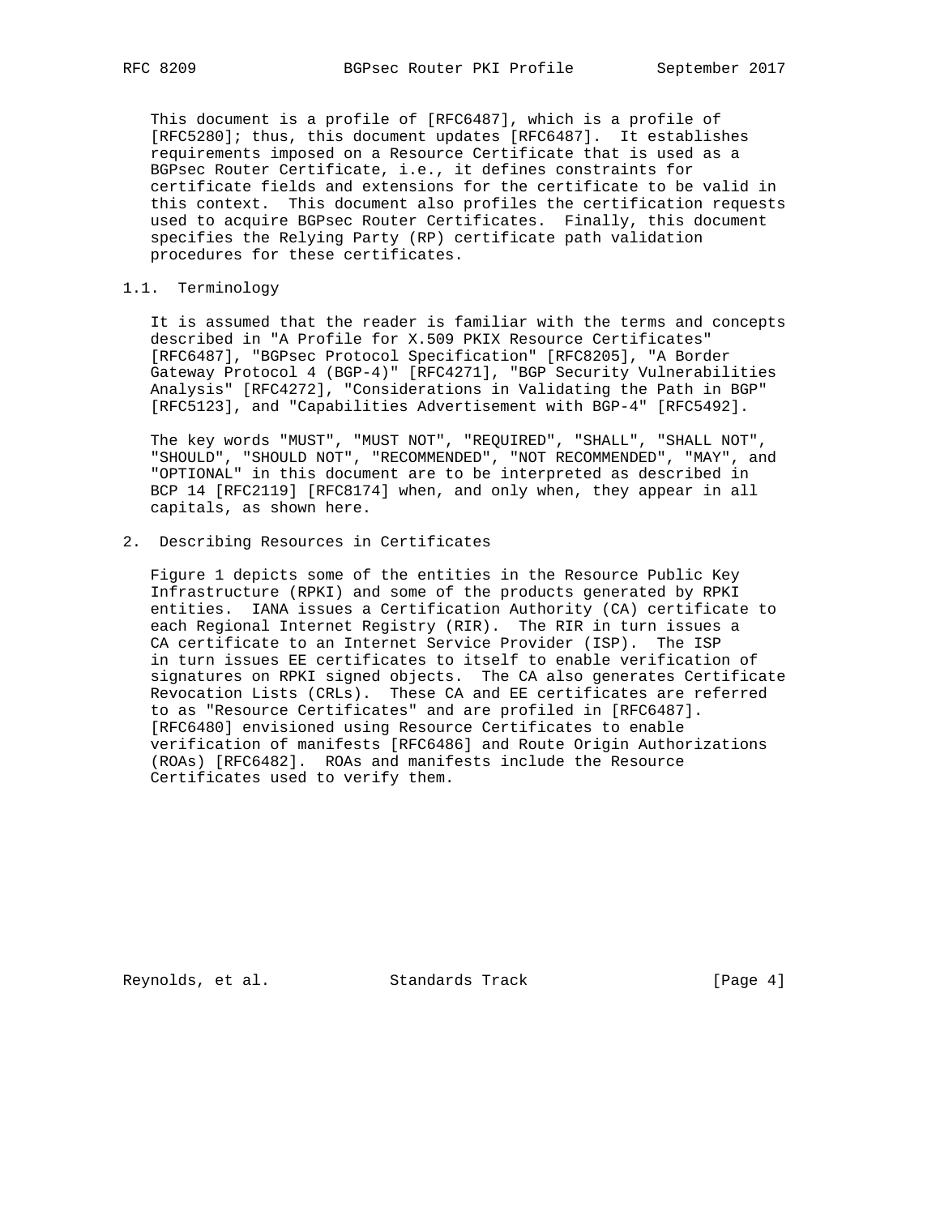This document is a profile of [RFC6487], which is a profile of [RFC5280]; thus, this document updates [RFC6487]. It establishes requirements imposed on a Resource Certificate that is used as a BGPsec Router Certificate, i.e., it defines constraints for certificate fields and extensions for the certificate to be valid in this context. This document also profiles the certification requests used to acquire BGPsec Router Certificates. Finally, this document specifies the Relying Party (RP) certificate path validation procedures for these certificates.

### 1.1. Terminology

It is assumed that the reader is familiar with the terms and concepts described in "A Profile for X.509 PKIX Resource Certificates" [RFC6487], "BGPsec Protocol Specification" [RFC8205], "A Border Gateway Protocol 4 (BGP-4)" [RFC4271], "BGP Security Vulnerabilities Analysis" [RFC4272], "Considerations in Validating the Path in BGP" [RFC5123], and "Capabilities Advertisement with BGP-4" [RFC5492].

The key words "MUST", "MUST NOT", "REQUIRED", "SHALL", "SHALL NOT", "SHOULD", "SHOULD NOT", "RECOMMENDED", "NOT RECOMMENDED", "MAY", and "OPTIONAL" in this document are to be interpreted as described in BCP 14 [RFC2119] [RFC8174] when, and only when, they appear in all capitals, as shown here.

## 2. Describing Resources in Certificates

Figure 1 depicts some of the entities in the Resource Public Key Infrastructure (RPKI) and some of the products generated by RPKI entities. IANA issues a Certification Authority (CA) certificate to each Regional Internet Registry (RIR). The RIR in turn issues a CA certificate to an Internet Service Provider (ISP). The ISP in turn issues EE certificates to itself to enable verification of signatures on RPKI signed objects. The CA also generates Certificate Revocation Lists (CRLs). These CA and EE certificates are referred to as "Resource Certificates" and are profiled in [RFC6487]. [RFC6480] envisioned using Resource Certificates to enable verification of manifests [RFC6486] and Route Origin Authorizations (ROAs) [RFC6482]. ROAs and manifests include the Resource Certificates used to verify them.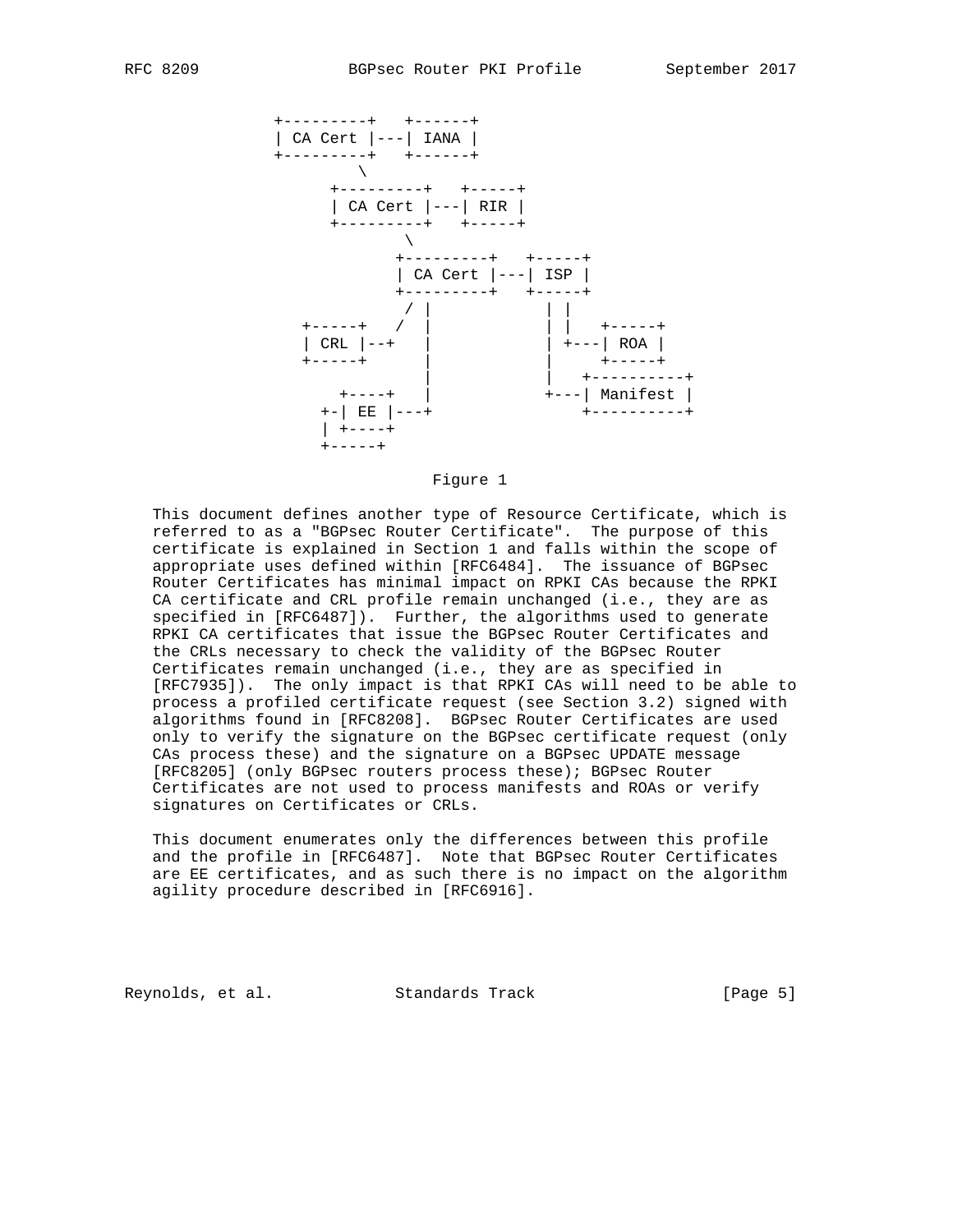```
              +---------+   +------+
              | CA Cert |---| IANA |
              +---------+   +------+
                     \
                   +---------+   +-----+
                   | CA Cert |---| RIR |
                   +---------+   +-----+
                          \
                        +---------+   +-----+
                        | CA Cert |---| ISP |
                        +---------+   +-----+
                         / |           | |
                 +-----+   /  |           | |   +-----+
                 | CRL |--+   |           | +---| ROA |
                 +-----+      |           |     +-----+
                              |           |   +----------+
                    +----+    |           +---| Manifest |
                  +-| EE |---+                +----------+
                  | +----+
                  +-----+
```

Figure 1

This document defines another type of Resource Certificate, which is referred to as a "BGPsec Router Certificate". The purpose of this certificate is explained in Section 1 and falls within the scope of appropriate uses defined within [RFC6484]. The issuance of BGPsec Router Certificates has minimal impact on RPKI CAs because the RPKI CA certificate and CRL profile remain unchanged (i.e., they are as specified in [RFC6487]). Further, the algorithms used to generate RPKI CA certificates that issue the BGPsec Router Certificates and the CRLs necessary to check the validity of the BGPsec Router Certificates remain unchanged (i.e., they are as specified in [RFC7935]). The only impact is that RPKI CAs will need to be able to process a profiled certificate request (see Section 3.2) signed with algorithms found in [RFC8208]. BGPsec Router Certificates are used only to verify the signature on the BGPsec certificate request (only CAs process these) and the signature on a BGPsec UPDATE message [RFC8205] (only BGPsec routers process these); BGPsec Router Certificates are not used to process manifests and ROAs or verify signatures on Certificates or CRLs.

This document enumerates only the differences between this profile and the profile in [RFC6487]. Note that BGPsec Router Certificates are EE certificates, and as such there is no impact on the algorithm agility procedure described in [RFC6916].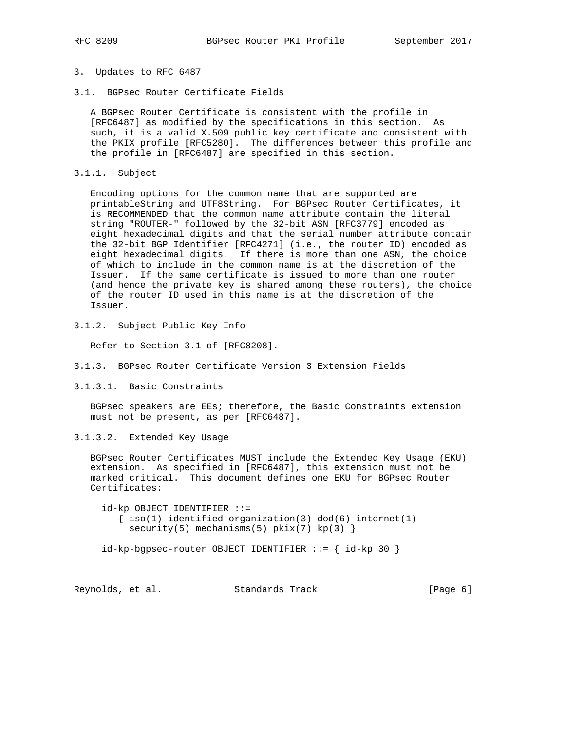## 3. Updates to RFC 6487

### 3.1. BGPsec Router Certificate Fields

A BGPsec Router Certificate is consistent with the profile in [RFC6487] as modified by the specifications in this section. As such, it is a valid X.509 public key certificate and consistent with the PKIX profile [RFC5280]. The differences between this profile and the profile in [RFC6487] are specified in this section.

#### 3.1.1. Subject

Encoding options for the common name that are supported are printableString and UTF8String. For BGPsec Router Certificates, it is RECOMMENDED that the common name attribute contain the literal string "ROUTER-" followed by the 32-bit ASN [RFC3779] encoded as eight hexadecimal digits and that the serial number attribute contain the 32-bit BGP Identifier [RFC4271] (i.e., the router ID) encoded as eight hexadecimal digits. If there is more than one ASN, the choice of which to include in the common name is at the discretion of the Issuer. If the same certificate is issued to more than one router (and hence the private key is shared among these routers), the choice of the router ID used in this name is at the discretion of the Issuer.

#### 3.1.2. Subject Public Key Info

Refer to Section 3.1 of [RFC8208].

#### 3.1.3. BGPsec Router Certificate Version 3 Extension Fields

##### 3.1.3.1. Basic Constraints

BGPsec speakers are EEs; therefore, the Basic Constraints extension must not be present, as per [RFC6487].

##### 3.1.3.2. Extended Key Usage

BGPsec Router Certificates MUST include the Extended Key Usage (EKU) extension. As specified in [RFC6487], this extension must not be marked critical. This document defines one EKU for BGPsec Router Certificates:

```
  id-kp OBJECT IDENTIFIER ::=
     { iso(1) identified-organization(3) dod(6) internet(1)
       security(5) mechanisms(5) pkix(7) kp(3) }

  id-kp-bgpsec-router OBJECT IDENTIFIER ::= { id-kp 30 }
```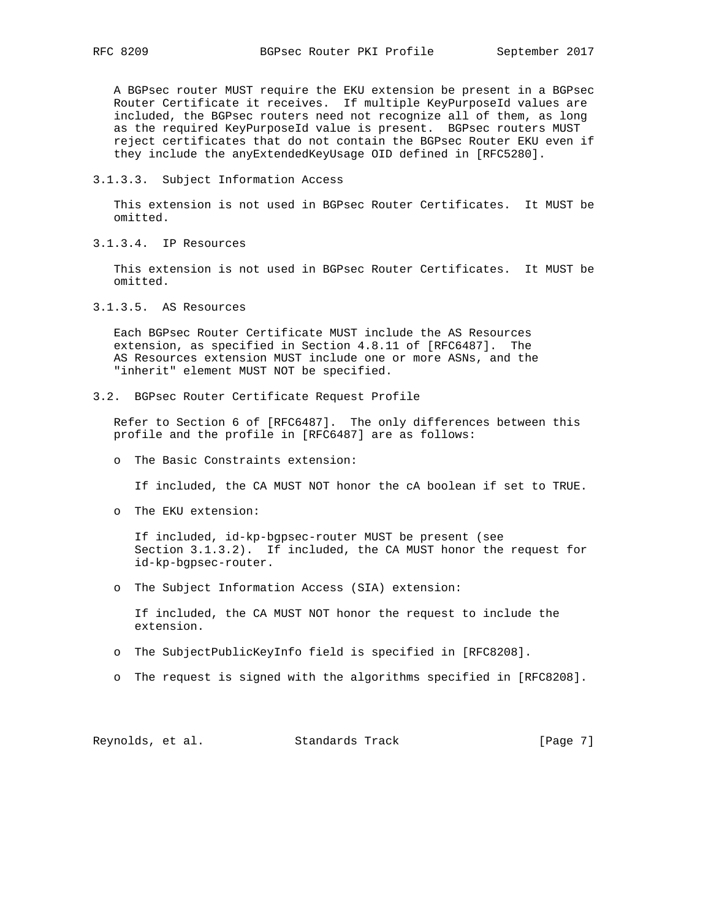A BGPsec router MUST require the EKU extension be present in a BGPsec Router Certificate it receives. If multiple KeyPurposeId values are included, the BGPsec routers need not recognize all of them, as long as the required KeyPurposeId value is present. BGPsec routers MUST reject certificates that do not contain the BGPsec Router EKU even if they include the anyExtendedKeyUsage OID defined in [RFC5280].

#### 3.1.3.3. Subject Information Access

This extension is not used in BGPsec Router Certificates. It MUST be omitted.

#### 3.1.3.4. IP Resources

This extension is not used in BGPsec Router Certificates. It MUST be omitted.

#### 3.1.3.5. AS Resources

Each BGPsec Router Certificate MUST include the AS Resources extension, as specified in Section 4.8.11 of [RFC6487]. The AS Resources extension MUST include one or more ASNs, and the "inherit" element MUST NOT be specified.

### 3.2. BGPsec Router Certificate Request Profile

Refer to Section 6 of [RFC6487]. The only differences between this profile and the profile in [RFC6487] are as follows:

- The Basic Constraints extension:

  If included, the CA MUST NOT honor the cA boolean if set to TRUE.

- The EKU extension:

  If included, id-kp-bgpsec-router MUST be present (see Section 3.1.3.2). If included, the CA MUST honor the request for id-kp-bgpsec-router.

- The Subject Information Access (SIA) extension:

  If included, the CA MUST NOT honor the request to include the extension.

- The SubjectPublicKeyInfo field is specified in [RFC8208].

- The request is signed with the algorithms specified in [RFC8208].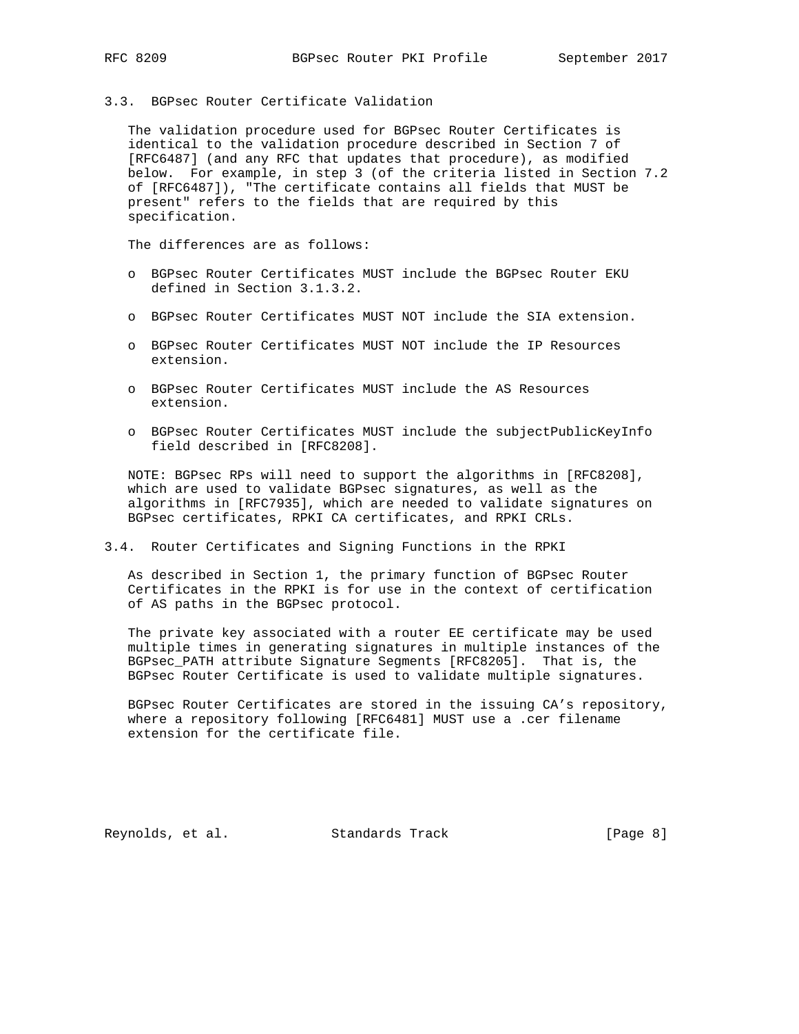### 3.3. BGPsec Router Certificate Validation

The validation procedure used for BGPsec Router Certificates is identical to the validation procedure described in Section 7 of [RFC6487] (and any RFC that updates that procedure), as modified below. For example, in step 3 (of the criteria listed in Section 7.2 of [RFC6487]), "The certificate contains all fields that MUST be present" refers to the fields that are required by this specification.

The differences are as follows:

- BGPsec Router Certificates MUST include the BGPsec Router EKU defined in Section 3.1.3.2.
- BGPsec Router Certificates MUST NOT include the SIA extension.
- BGPsec Router Certificates MUST NOT include the IP Resources extension.
- BGPsec Router Certificates MUST include the AS Resources extension.
- BGPsec Router Certificates MUST include the subjectPublicKeyInfo field described in [RFC8208].

NOTE: BGPsec RPs will need to support the algorithms in [RFC8208], which are used to validate BGPsec signatures, as well as the algorithms in [RFC7935], which are needed to validate signatures on BGPsec certificates, RPKI CA certificates, and RPKI CRLs.

### 3.4. Router Certificates and Signing Functions in the RPKI

As described in Section 1, the primary function of BGPsec Router Certificates in the RPKI is for use in the context of certification of AS paths in the BGPsec protocol.

The private key associated with a router EE certificate may be used multiple times in generating signatures in multiple instances of the BGPsec_PATH attribute Signature Segments [RFC8205]. That is, the BGPsec Router Certificate is used to validate multiple signatures.

BGPsec Router Certificates are stored in the issuing CA's repository, where a repository following [RFC6481] MUST use a .cer filename extension for the certificate file.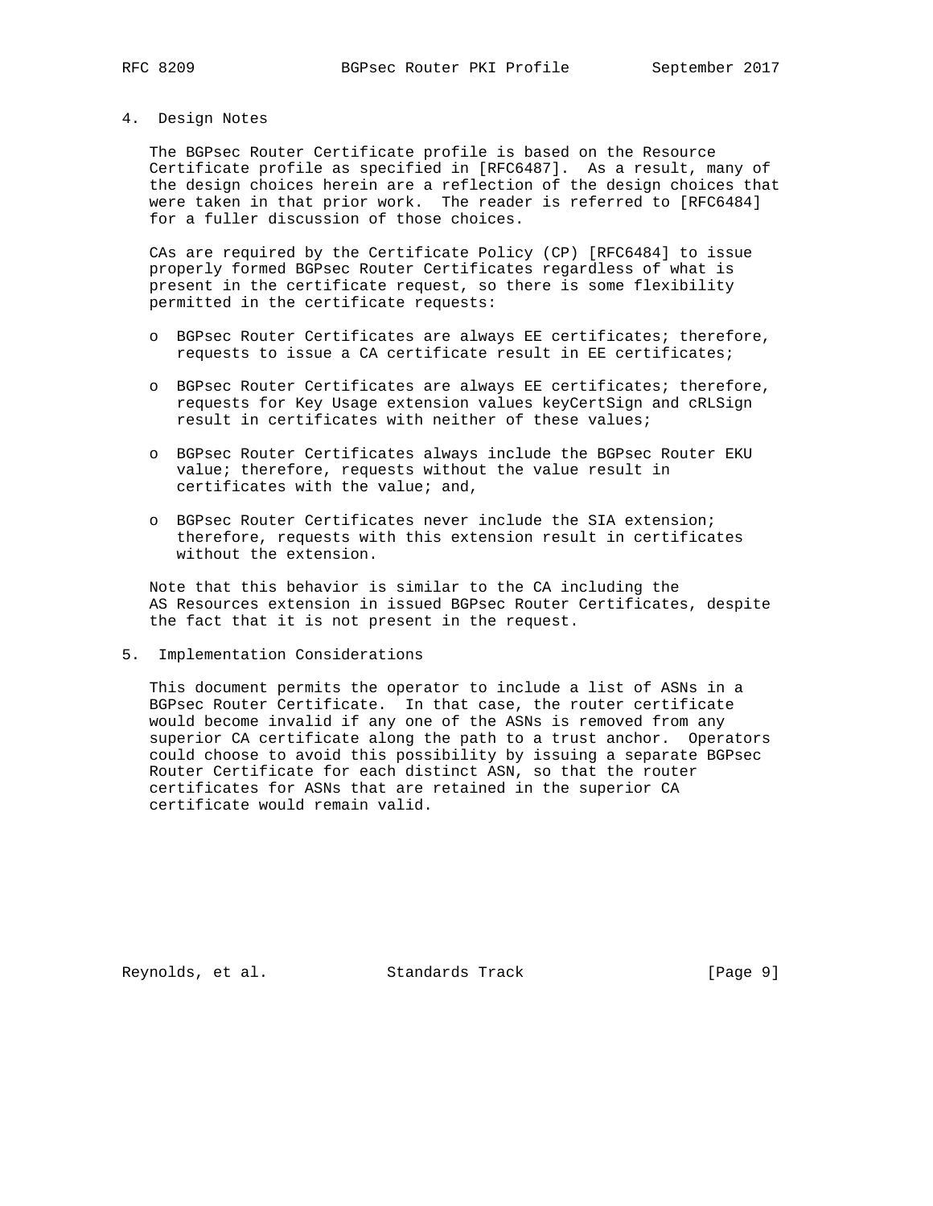## 4. Design Notes

The BGPsec Router Certificate profile is based on the Resource Certificate profile as specified in [RFC6487]. As a result, many of the design choices herein are a reflection of the design choices that were taken in that prior work. The reader is referred to [RFC6484] for a fuller discussion of those choices.

CAs are required by the Certificate Policy (CP) [RFC6484] to issue properly formed BGPsec Router Certificates regardless of what is present in the certificate request, so there is some flexibility permitted in the certificate requests:

- BGPsec Router Certificates are always EE certificates; therefore, requests to issue a CA certificate result in EE certificates;
- BGPsec Router Certificates are always EE certificates; therefore, requests for Key Usage extension values keyCertSign and cRLSign result in certificates with neither of these values;
- BGPsec Router Certificates always include the BGPsec Router EKU value; therefore, requests without the value result in certificates with the value; and,
- BGPsec Router Certificates never include the SIA extension; therefore, requests with this extension result in certificates without the extension.

Note that this behavior is similar to the CA including the AS Resources extension in issued BGPsec Router Certificates, despite the fact that it is not present in the request.

## 5. Implementation Considerations

This document permits the operator to include a list of ASNs in a BGPsec Router Certificate. In that case, the router certificate would become invalid if any one of the ASNs is removed from any superior CA certificate along the path to a trust anchor. Operators could choose to avoid this possibility by issuing a separate BGPsec Router Certificate for each distinct ASN, so that the router certificates for ASNs that are retained in the superior CA certificate would remain valid.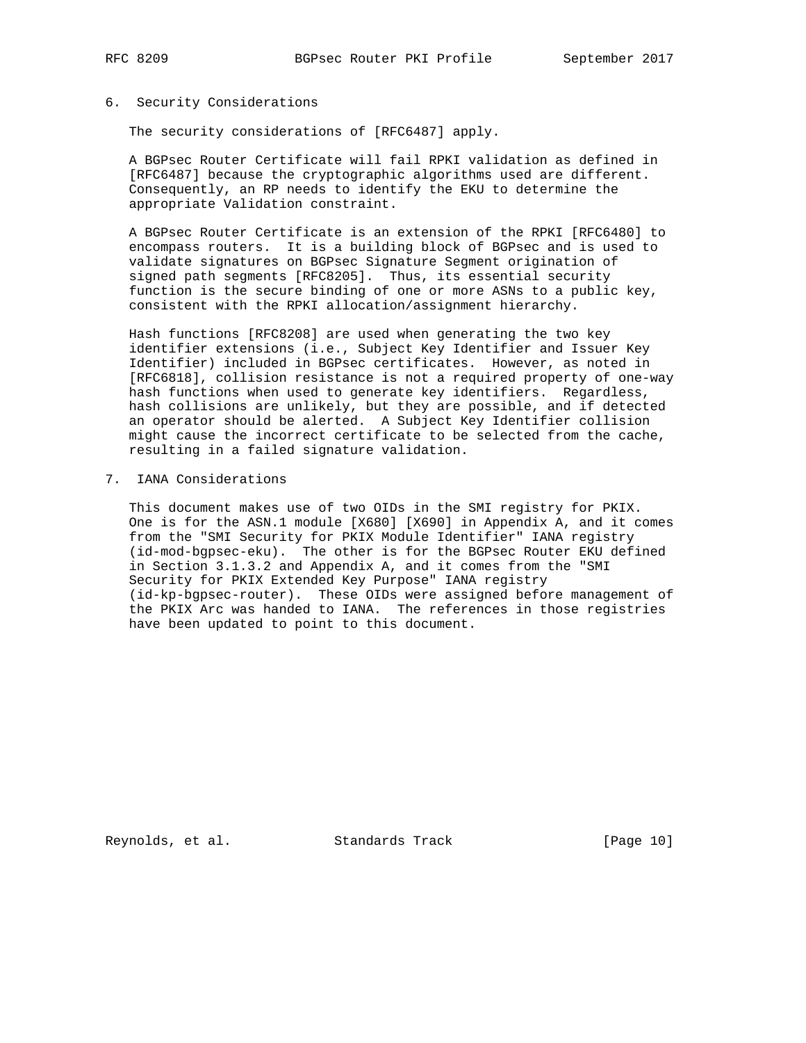## 6. Security Considerations

The security considerations of [RFC6487] apply.

A BGPsec Router Certificate will fail RPKI validation as defined in [RFC6487] because the cryptographic algorithms used are different. Consequently, an RP needs to identify the EKU to determine the appropriate Validation constraint.

A BGPsec Router Certificate is an extension of the RPKI [RFC6480] to encompass routers. It is a building block of BGPsec and is used to validate signatures on BGPsec Signature Segment origination of signed path segments [RFC8205]. Thus, its essential security function is the secure binding of one or more ASNs to a public key, consistent with the RPKI allocation/assignment hierarchy.

Hash functions [RFC8208] are used when generating the two key identifier extensions (i.e., Subject Key Identifier and Issuer Key Identifier) included in BGPsec certificates. However, as noted in [RFC6818], collision resistance is not a required property of one-way hash functions when used to generate key identifiers. Regardless, hash collisions are unlikely, but they are possible, and if detected an operator should be alerted. A Subject Key Identifier collision might cause the incorrect certificate to be selected from the cache, resulting in a failed signature validation.

## 7. IANA Considerations

This document makes use of two OIDs in the SMI registry for PKIX. One is for the ASN.1 module [X680] [X690] in Appendix A, and it comes from the "SMI Security for PKIX Module Identifier" IANA registry (id-mod-bgpsec-eku). The other is for the BGPsec Router EKU defined in Section 3.1.3.2 and Appendix A, and it comes from the "SMI Security for PKIX Extended Key Purpose" IANA registry (id-kp-bgpsec-router). These OIDs were assigned before management of the PKIX Arc was handed to IANA. The references in those registries have been updated to point to this document.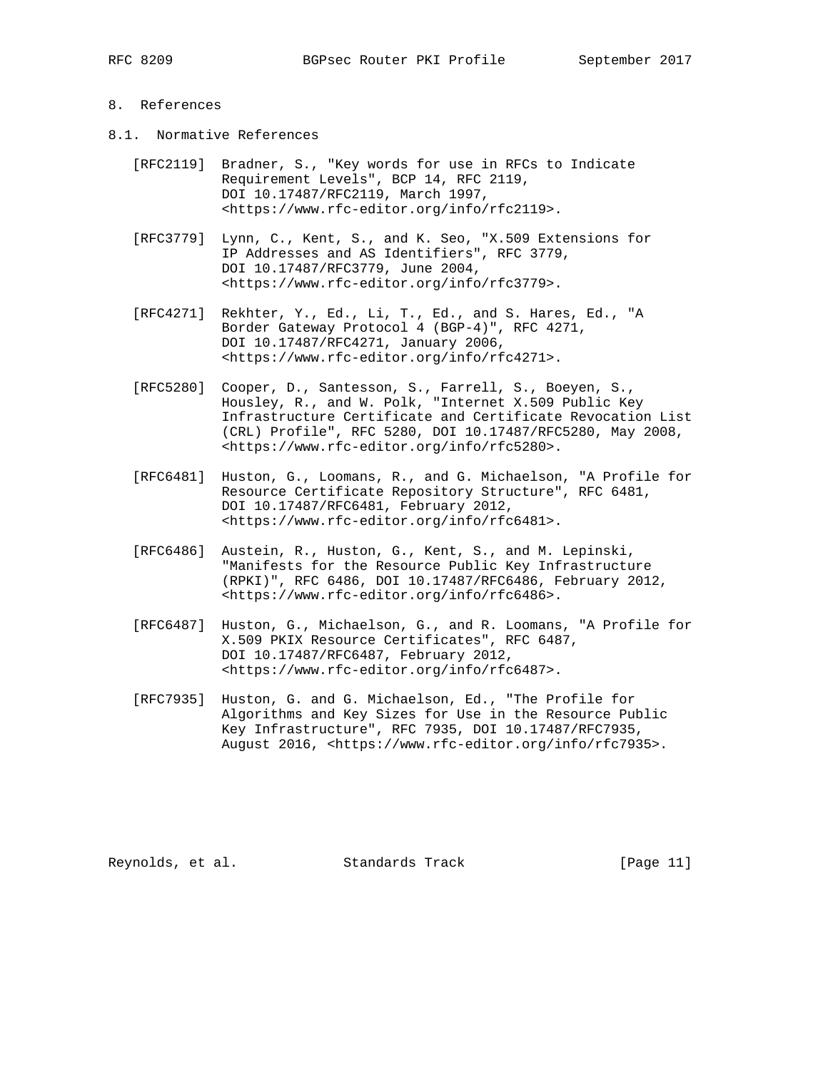# 8. References

## 8.1. Normative References

[RFC2119] Bradner, S., "Key words for use in RFCs to Indicate Requirement Levels", BCP 14, RFC 2119, DOI 10.17487/RFC2119, March 1997, <https://www.rfc-editor.org/info/rfc2119>.

[RFC3779] Lynn, C., Kent, S., and K. Seo, "X.509 Extensions for IP Addresses and AS Identifiers", RFC 3779, DOI 10.17487/RFC3779, June 2004, <https://www.rfc-editor.org/info/rfc3779>.

[RFC4271] Rekhter, Y., Ed., Li, T., Ed., and S. Hares, Ed., "A Border Gateway Protocol 4 (BGP-4)", RFC 4271, DOI 10.17487/RFC4271, January 2006, <https://www.rfc-editor.org/info/rfc4271>.

[RFC5280] Cooper, D., Santesson, S., Farrell, S., Boeyen, S., Housley, R., and W. Polk, "Internet X.509 Public Key Infrastructure Certificate and Certificate Revocation List (CRL) Profile", RFC 5280, DOI 10.17487/RFC5280, May 2008, <https://www.rfc-editor.org/info/rfc5280>.

[RFC6481] Huston, G., Loomans, R., and G. Michaelson, "A Profile for Resource Certificate Repository Structure", RFC 6481, DOI 10.17487/RFC6481, February 2012, <https://www.rfc-editor.org/info/rfc6481>.

[RFC6486] Austein, R., Huston, G., Kent, S., and M. Lepinski, "Manifests for the Resource Public Key Infrastructure (RPKI)", RFC 6486, DOI 10.17487/RFC6486, February 2012, <https://www.rfc-editor.org/info/rfc6486>.

[RFC6487] Huston, G., Michaelson, G., and R. Loomans, "A Profile for X.509 PKIX Resource Certificates", RFC 6487, DOI 10.17487/RFC6487, February 2012, <https://www.rfc-editor.org/info/rfc6487>.

[RFC7935] Huston, G. and G. Michaelson, Ed., "The Profile for Algorithms and Key Sizes for Use in the Resource Public Key Infrastructure", RFC 7935, DOI 10.17487/RFC7935, August 2016, <https://www.rfc-editor.org/info/rfc7935>.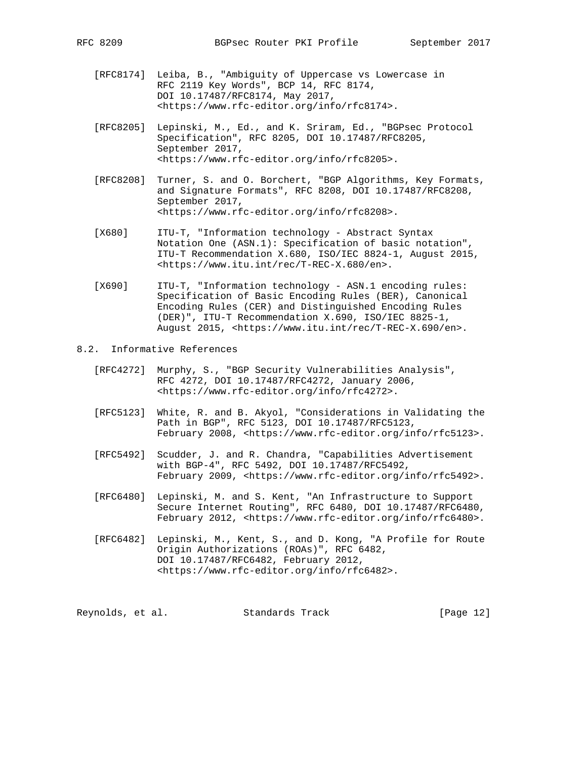[RFC8174] Leiba, B., "Ambiguity of Uppercase vs Lowercase in RFC 2119 Key Words", BCP 14, RFC 8174, DOI 10.17487/RFC8174, May 2017, <https://www.rfc-editor.org/info/rfc8174>.

[RFC8205] Lepinski, M., Ed., and K. Sriram, Ed., "BGPsec Protocol Specification", RFC 8205, DOI 10.17487/RFC8205, September 2017, <https://www.rfc-editor.org/info/rfc8205>.

[RFC8208] Turner, S. and O. Borchert, "BGP Algorithms, Key Formats, and Signature Formats", RFC 8208, DOI 10.17487/RFC8208, September 2017, <https://www.rfc-editor.org/info/rfc8208>.

[X680] ITU-T, "Information technology - Abstract Syntax Notation One (ASN.1): Specification of basic notation", ITU-T Recommendation X.680, ISO/IEC 8824-1, August 2015, <https://www.itu.int/rec/T-REC-X.680/en>.

[X690] ITU-T, "Information technology - ASN.1 encoding rules: Specification of Basic Encoding Rules (BER), Canonical Encoding Rules (CER) and Distinguished Encoding Rules (DER)", ITU-T Recommendation X.690, ISO/IEC 8825-1, August 2015, <https://www.itu.int/rec/T-REC-X.690/en>.

## 8.2. Informative References

[RFC4272] Murphy, S., "BGP Security Vulnerabilities Analysis", RFC 4272, DOI 10.17487/RFC4272, January 2006, <https://www.rfc-editor.org/info/rfc4272>.

[RFC5123] White, R. and B. Akyol, "Considerations in Validating the Path in BGP", RFC 5123, DOI 10.17487/RFC5123, February 2008, <https://www.rfc-editor.org/info/rfc5123>.

[RFC5492] Scudder, J. and R. Chandra, "Capabilities Advertisement with BGP-4", RFC 5492, DOI 10.17487/RFC5492, February 2009, <https://www.rfc-editor.org/info/rfc5492>.

[RFC6480] Lepinski, M. and S. Kent, "An Infrastructure to Support Secure Internet Routing", RFC 6480, DOI 10.17487/RFC6480, February 2012, <https://www.rfc-editor.org/info/rfc6480>.

[RFC6482] Lepinski, M., Kent, S., and D. Kong, "A Profile for Route Origin Authorizations (ROAs)", RFC 6482, DOI 10.17487/RFC6482, February 2012, <https://www.rfc-editor.org/info/rfc6482>.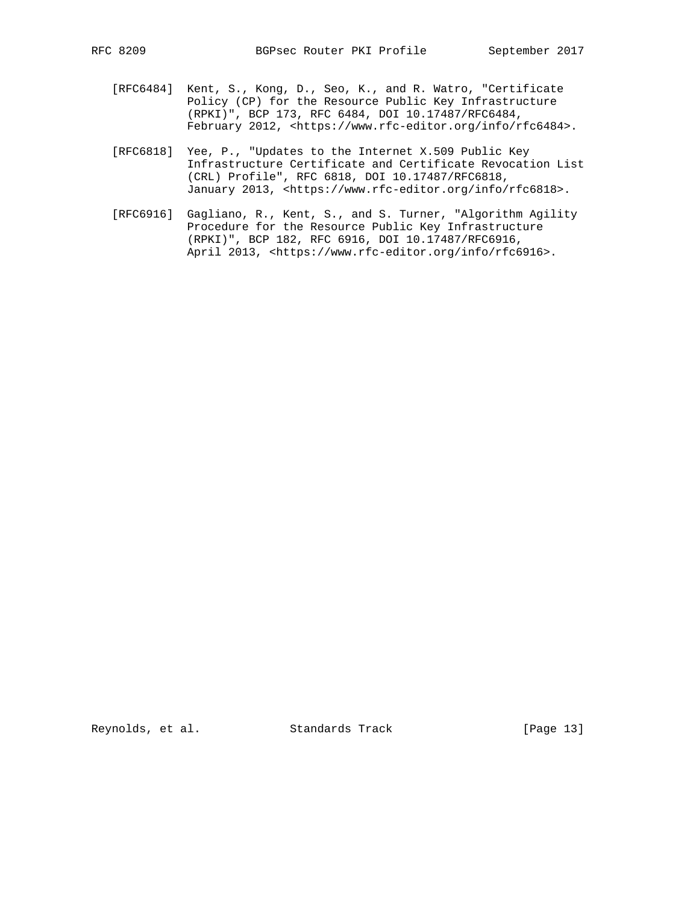[RFC6484] Kent, S., Kong, D., Seo, K., and R. Watro, "Certificate Policy (CP) for the Resource Public Key Infrastructure (RPKI)", BCP 173, RFC 6484, DOI 10.17487/RFC6484, February 2012, <https://www.rfc-editor.org/info/rfc6484>.

[RFC6818] Yee, P., "Updates to the Internet X.509 Public Key Infrastructure Certificate and Certificate Revocation List (CRL) Profile", RFC 6818, DOI 10.17487/RFC6818, January 2013, <https://www.rfc-editor.org/info/rfc6818>.

[RFC6916] Gagliano, R., Kent, S., and S. Turner, "Algorithm Agility Procedure for the Resource Public Key Infrastructure (RPKI)", BCP 182, RFC 6916, DOI 10.17487/RFC6916, April 2013, <https://www.rfc-editor.org/info/rfc6916>.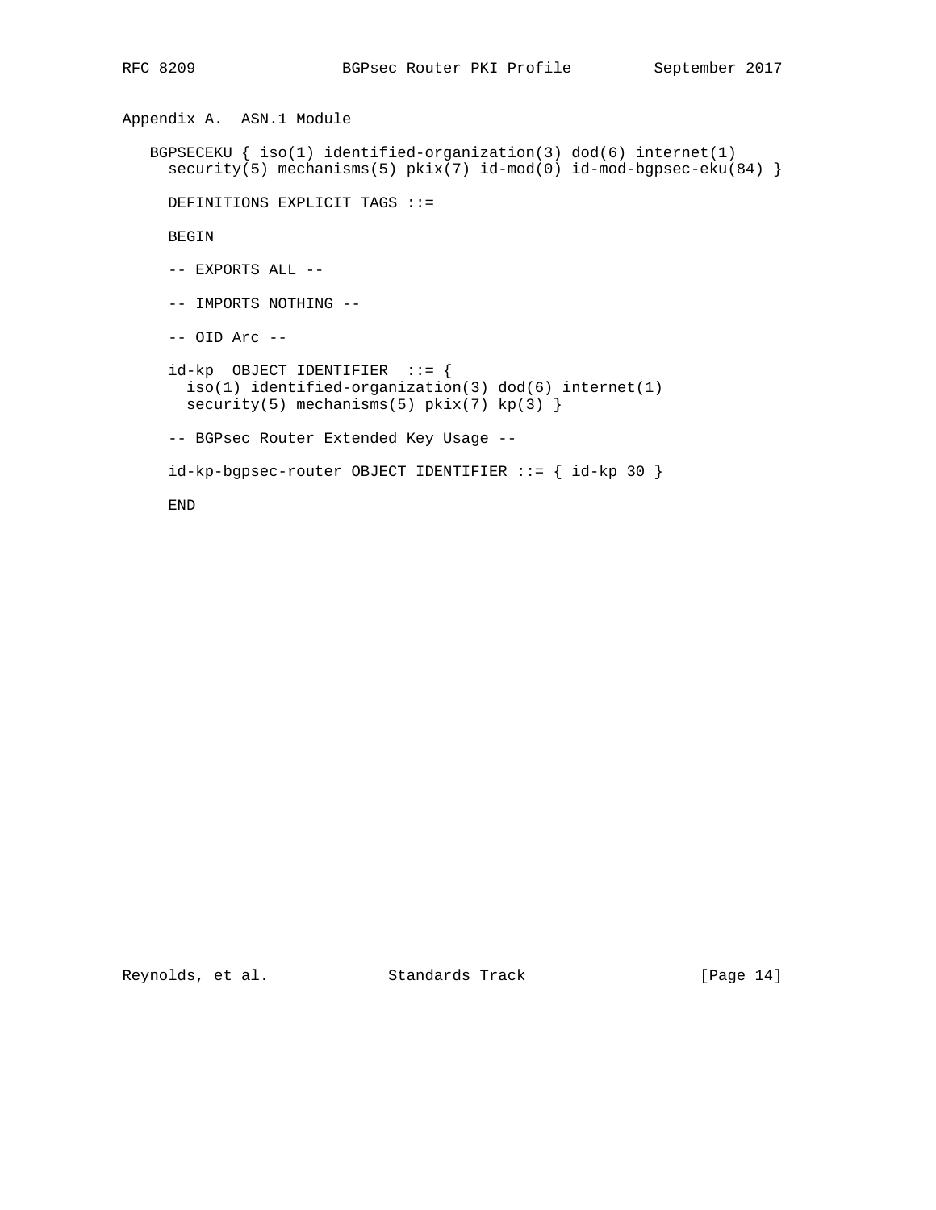## Appendix A. ASN.1 Module

```
BGPSECEKU { iso(1) identified-organization(3) dod(6) internet(1)
  security(5) mechanisms(5) pkix(7) id-mod(0) id-mod-bgpsec-eku(84) }

  DEFINITIONS EXPLICIT TAGS ::=

  BEGIN

  -- EXPORTS ALL --

  -- IMPORTS NOTHING --

  -- OID Arc --

  id-kp  OBJECT IDENTIFIER  ::= {
    iso(1) identified-organization(3) dod(6) internet(1)
    security(5) mechanisms(5) pkix(7) kp(3) }

  -- BGPsec Router Extended Key Usage --

  id-kp-bgpsec-router OBJECT IDENTIFIER ::= { id-kp 30 }

  END
```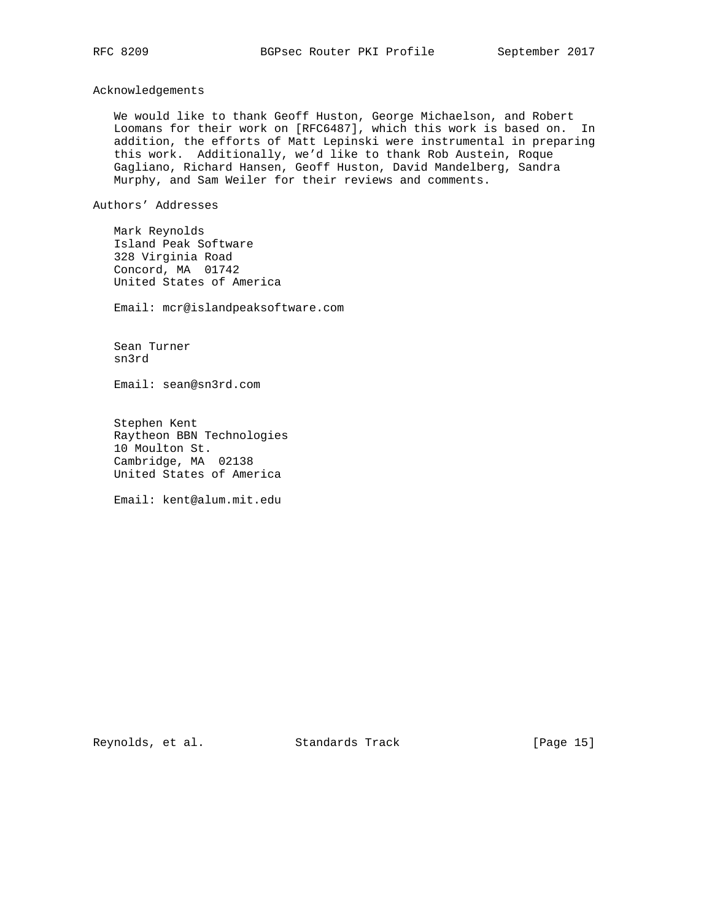## Acknowledgements

We would like to thank Geoff Huston, George Michaelson, and Robert Loomans for their work on [RFC6487], which this work is based on. In addition, the efforts of Matt Lepinski were instrumental in preparing this work. Additionally, we'd like to thank Rob Austein, Roque Gagliano, Richard Hansen, Geoff Huston, David Mandelberg, Sandra Murphy, and Sam Weiler for their reviews and comments.

## Authors' Addresses

Mark Reynolds
Island Peak Software
328 Virginia Road
Concord, MA 01742
United States of America

Email: mcr@islandpeaksoftware.com

Sean Turner
sn3rd

Email: sean@sn3rd.com

Stephen Kent
Raytheon BBN Technologies
10 Moulton St.
Cambridge, MA 02138
United States of America

Email: kent@alum.mit.edu